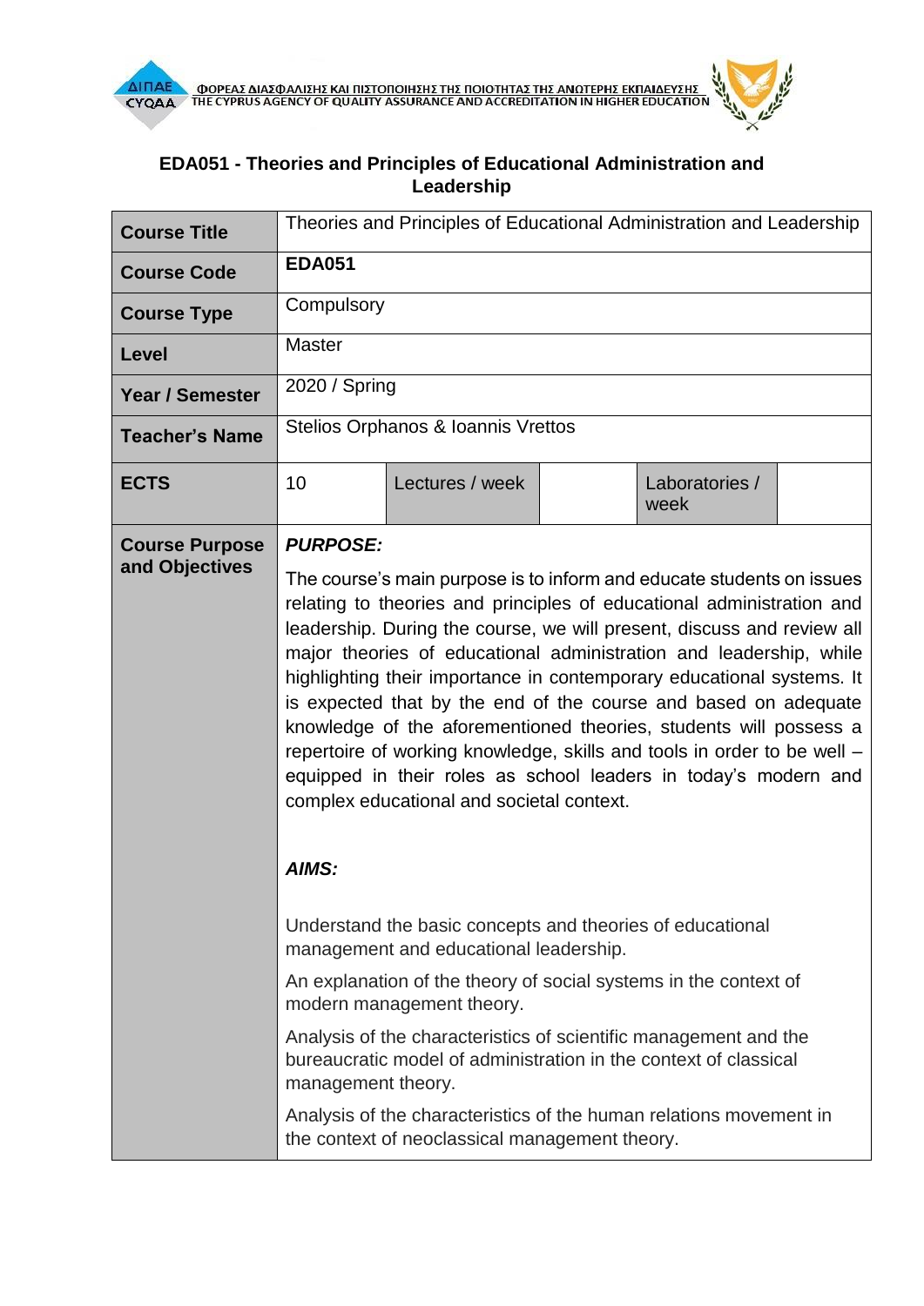# EDA051 - Theories and Principles of Educational Administration and Leadership

| **Course Title** | Theories and Principles of Educational Administration and Leadership | | | |
|---|---|---|---|---|
| **Course Code** | **EDA051** | | | |
| **Course Type** | Compulsory | | | |
| **Level** | Master | | | |
| **Year / Semester** | 2020 / Spring | | | |
| **Teacher's Name** | Stelios Orphanos & Ioannis Vrettos | | | |
| **ECTS** | 10 | Lectures / week | | Laboratories / week |
| **Course Purpose and Objectives** | ***PURPOSE:***<br><br>The course's main purpose is to inform and educate students on issues relating to theories and principles of educational administration and leadership. During the course, we will present, discuss and review all major theories of educational administration and leadership, while highlighting their importance in contemporary educational systems. It is expected that by the end of the course and based on adequate knowledge of the aforementioned theories, students will possess a repertoire of working knowledge, skills and tools in order to be well – equipped in their roles as school leaders in today's modern and complex educational and societal context.<br><br>***AIMS:***<br><br>Understand the basic concepts and theories of educational management and educational leadership.<br><br>An explanation of the theory of social systems in the context of modern management theory.<br><br>Analysis of the characteristics of scientific management and the bureaucratic model of administration in the context of classical management theory.<br><br>Analysis of the characteristics of the human relations movement in the context of neoclassical management theory. | | | |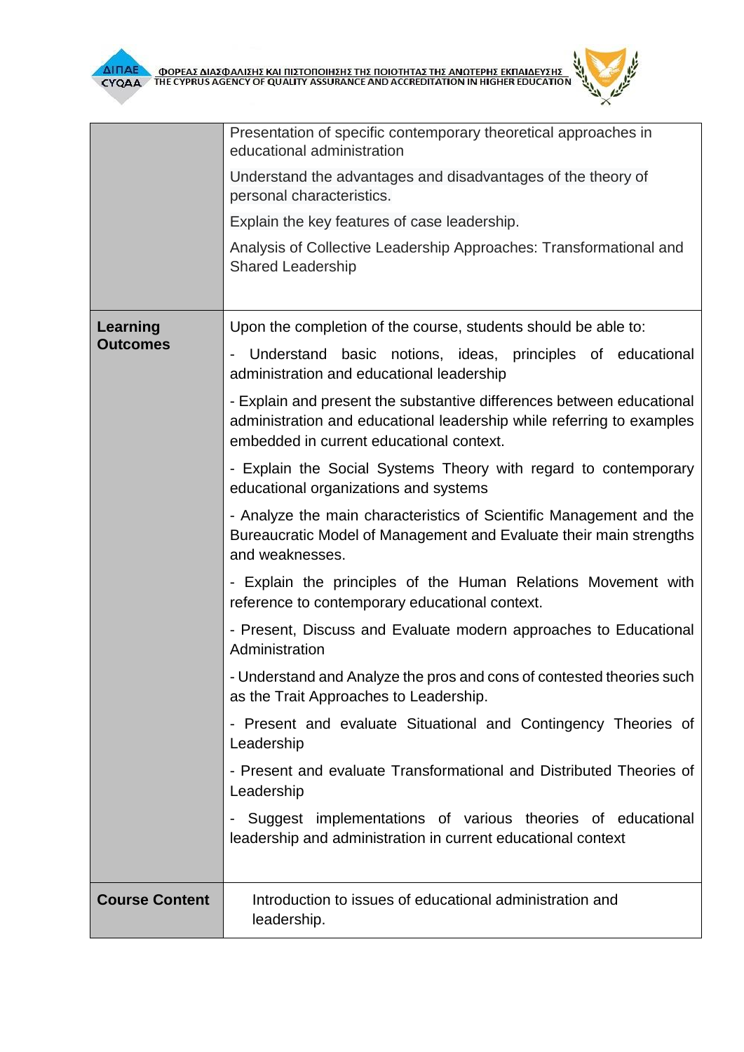| | |
|---|---|
| | Presentation of specific contemporary theoretical approaches in educational administration<br><br>Understand the advantages and disadvantages of the theory of personal characteristics.<br><br>Explain the key features of case leadership.<br><br>Analysis of Collective Leadership Approaches: Transformational and Shared Leadership |
| **Learning Outcomes** | Upon the completion of the course, students should be able to:<br><br>- Understand basic notions, ideas, principles of educational administration and educational leadership<br><br>- Explain and present the substantive differences between educational administration and educational leadership while referring to examples embedded in current educational context.<br><br>- Explain the Social Systems Theory with regard to contemporary educational organizations and systems<br><br>- Analyze the main characteristics of Scientific Management and the Bureaucratic Model of Management and Evaluate their main strengths and weaknesses.<br><br>- Explain the principles of the Human Relations Movement with reference to contemporary educational context.<br><br>- Present, Discuss and Evaluate modern approaches to Educational Administration<br><br>- Understand and Analyze the pros and cons of contested theories such as the Trait Approaches to Leadership.<br><br>- Present and evaluate Situational and Contingency Theories of Leadership<br><br>- Present and evaluate Transformational and Distributed Theories of Leadership<br><br>- Suggest implementations of various theories of educational leadership and administration in current educational context |
| **Course Content** | Introduction to issues of educational administration and leadership. |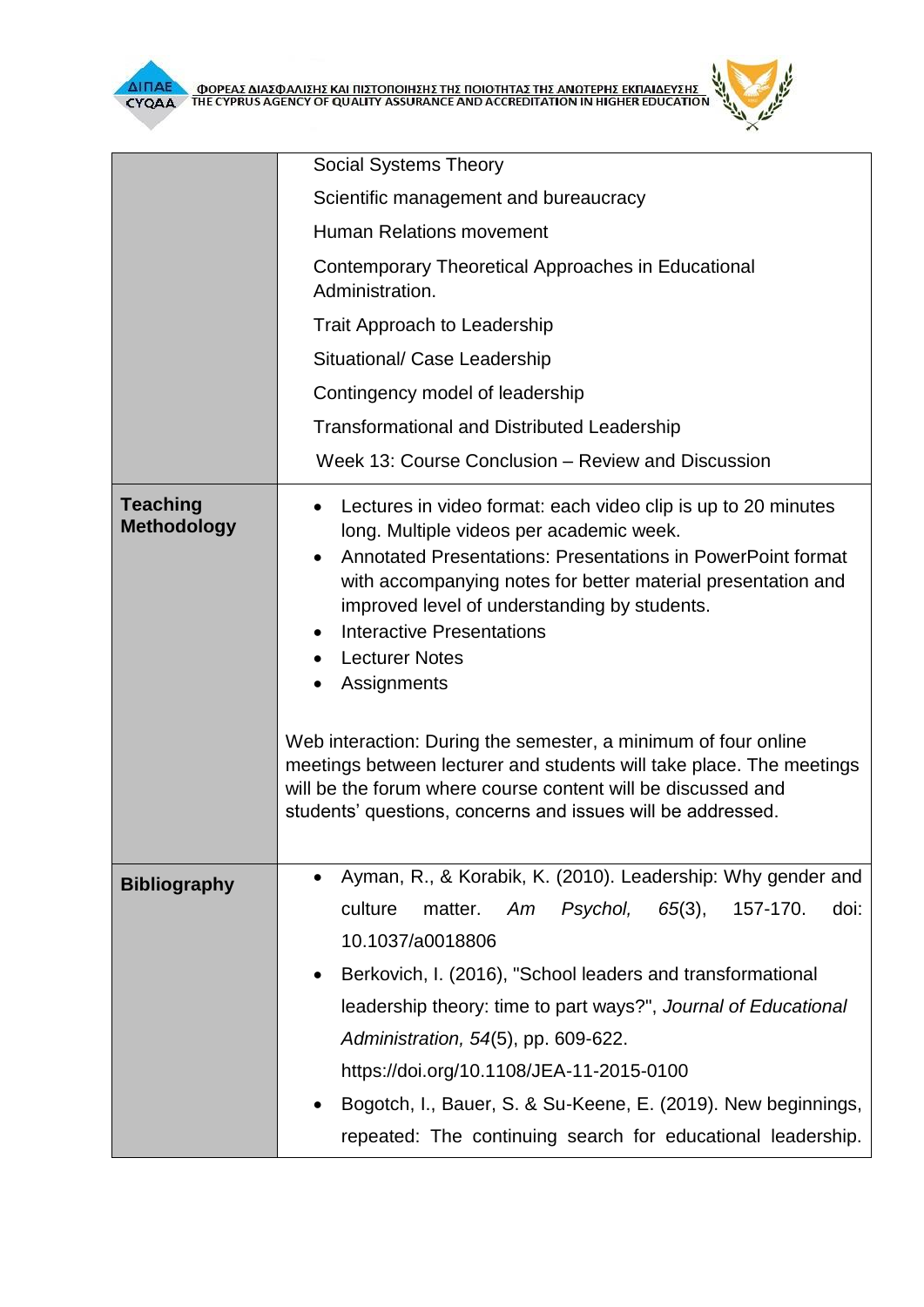| | |
|---|---|
| | Social Systems Theory<br>Scientific management and bureaucracy<br>Human Relations movement<br>Contemporary Theoretical Approaches in Educational Administration.<br>Trait Approach to Leadership<br>Situational/ Case Leadership<br>Contingency model of leadership<br>Transformational and Distributed Leadership<br>Week 13: Course Conclusion – Review and Discussion |
| **Teaching Methodology** | • Lectures in video format: each video clip is up to 20 minutes long. Multiple videos per academic week.<br>• Annotated Presentations: Presentations in PowerPoint format with accompanying notes for better material presentation and improved level of understanding by students.<br>• Interactive Presentations<br>• Lecturer Notes<br>• Assignments<br><br>Web interaction: During the semester, a minimum of four online meetings between lecturer and students will take place. The meetings will be the forum where course content will be discussed and students' questions, concerns and issues will be addressed. |
| **Bibliography** | • Ayman, R., & Korabik, K. (2010). Leadership: Why gender and culture matter. *Am Psychol, 65*(3), 157-170. doi: 10.1037/a0018806<br>• Berkovich, I. (2016), "School leaders and transformational leadership theory: time to part ways?", *Journal of Educational Administration, 54*(5), pp. 609-622. https://doi.org/10.1108/JEA-11-2015-0100<br>• Bogotch, I., Bauer, S. & Su-Keene, E. (2019). New beginnings, repeated: The continuing search for educational leadership. |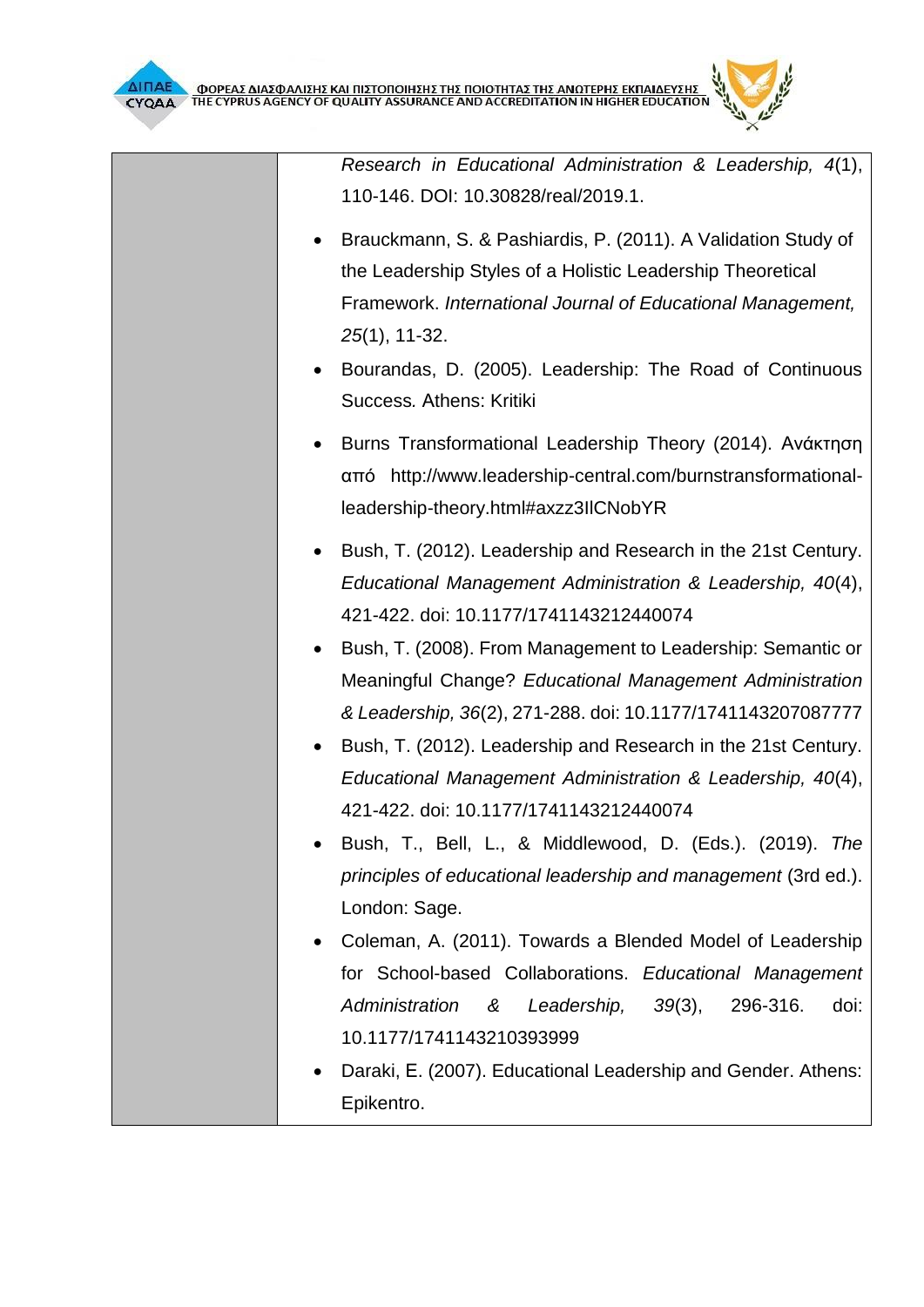| | |
|---|---|
| | *Research in Educational Administration & Leadership, 4*(1), 110-146. DOI: 10.30828/real/2019.1.<br>• Brauckmann, S. & Pashiardis, P. (2011). A Validation Study of the Leadership Styles of a Holistic Leadership Theoretical Framework. *International Journal of Educational Management, 25*(1), 11-32.<br>• Bourandas, D. (2005). Leadership: The Road of Continuous Success. Athens: Kritiki<br>• Burns Transformational Leadership Theory (2014). Ανάκτηση από http://www.leadership-central.com/burnstransformational-leadership-theory.html#axzz3IlCNobYR<br>• Bush, T. (2012). Leadership and Research in the 21st Century. *Educational Management Administration & Leadership, 40*(4), 421-422. doi: 10.1177/1741143212440074<br>• Bush, T. (2008). From Management to Leadership: Semantic or Meaningful Change? *Educational Management Administration & Leadership, 36*(2), 271-288. doi: 10.1177/1741143207087777<br>• Bush, T. (2012). Leadership and Research in the 21st Century. *Educational Management Administration & Leadership, 40*(4), 421-422. doi: 10.1177/1741143212440074<br>• Bush, T., Bell, L., & Middlewood, D. (Eds.). (2019). *The principles of educational leadership and management* (3rd ed.). London: Sage.<br>• Coleman, A. (2011). Towards a Blended Model of Leadership for School-based Collaborations. *Educational Management Administration & Leadership, 39*(3), 296-316. doi: 10.1177/1741143210393999<br>• Daraki, E. (2007). Educational Leadership and Gender. Athens: Epikentro. |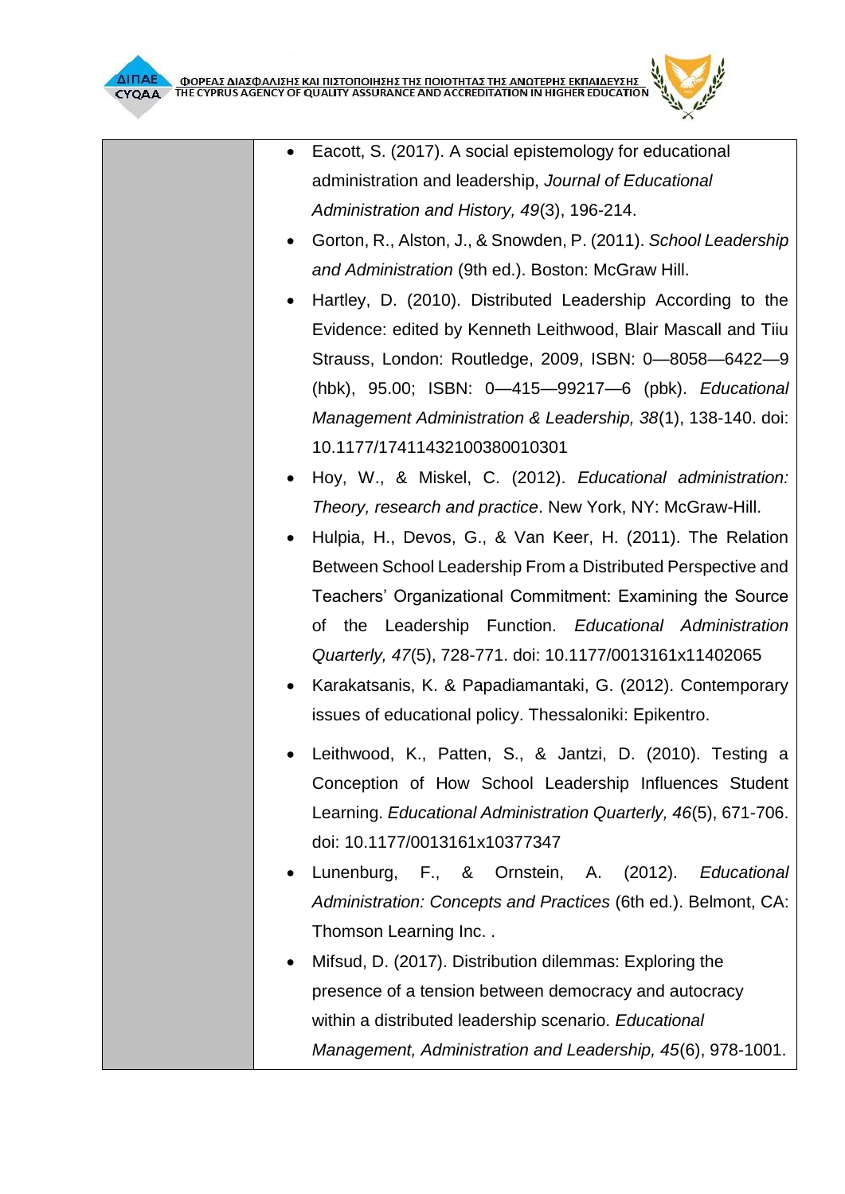| | |
|---|---|
| | - Eacott, S. (2017). A social epistemology for educational administration and leadership, *Journal of Educational Administration and History, 49*(3), 196-214.<br>- Gorton, R., Alston, J., & Snowden, P. (2011). *School Leadership and Administration* (9th ed.). Boston: McGraw Hill.<br>- Hartley, D. (2010). Distributed Leadership According to the Evidence: edited by Kenneth Leithwood, Blair Mascall and Tiiu Strauss, London: Routledge, 2009, ISBN: 0—8058—6422—9 (hbk), 95.00; ISBN: 0—415—99217—6 (pbk). *Educational Management Administration & Leadership, 38*(1), 138-140. doi: 10.1177/17411432100380010301<br>- Hoy, W., & Miskel, C. (2012). *Educational administration: Theory, research and practice*. New York, NY: McGraw-Hill.<br>- Hulpia, H., Devos, G., & Van Keer, H. (2011). The Relation Between School Leadership From a Distributed Perspective and Teachers' Organizational Commitment: Examining the Source of the Leadership Function. *Educational Administration Quarterly, 47*(5), 728-771. doi: 10.1177/0013161x11402065<br>- Karakatsanis, K. & Papadiamantaki, G. (2012). Contemporary issues of educational policy. Thessaloniki: Epikentro.<br>- Leithwood, K., Patten, S., & Jantzi, D. (2010). Testing a Conception of How School Leadership Influences Student Learning. *Educational Administration Quarterly, 46*(5), 671-706. doi: 10.1177/0013161x10377347<br>- Lunenburg, F., & Ornstein, A. (2012). *Educational Administration: Concepts and Practices* (6th ed.). Belmont, CA: Thomson Learning Inc. .<br>- Mifsud, D. (2017). Distribution dilemmas: Exploring the presence of a tension between democracy and autocracy within a distributed leadership scenario. *Educational Management, Administration and Leadership, 45*(6), 978-1001. |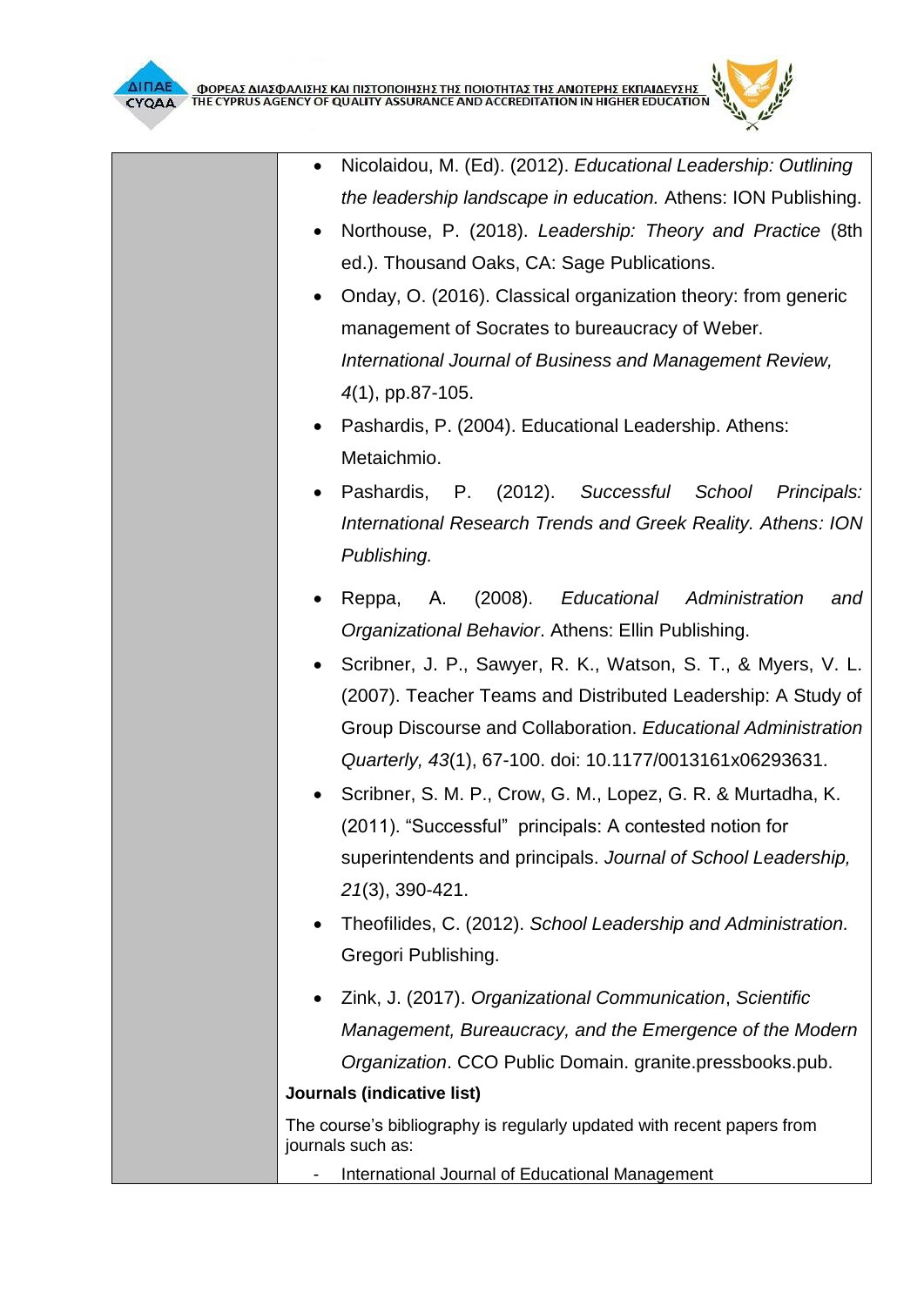| | |
|---|---|
| | • Nicolaidou, M. (Ed). (2012). *Educational Leadership: Outlining the leadership landscape in education.* Athens: ION Publishing.<br>• Northouse, P. (2018). *Leadership: Theory and Practice* (8th ed.). Thousand Oaks, CA: Sage Publications.<br>• Onday, O. (2016). Classical organization theory: from generic management of Socrates to bureaucracy of Weber. *International Journal of Business and Management Review, 4*(1), pp.87-105.<br>• Pashardis, P. (2004). Educational Leadership. Athens: Metaichmio.<br>• Pashardis, P. (2012). *Successful School Principals: International Research Trends and Greek Reality. Athens: ION Publishing.*<br>• Reppa, A. (2008). *Educational Administration and Organizational Behavior*. Athens: Ellin Publishing.<br>• Scribner, J. P., Sawyer, R. K., Watson, S. T., & Myers, V. L. (2007). Teacher Teams and Distributed Leadership: A Study of Group Discourse and Collaboration. *Educational Administration Quarterly, 43*(1), 67-100. doi: 10.1177/0013161x06293631.<br>• Scribner, S. M. P., Crow, G. M., Lopez, G. R. & Murtadha, K. (2011). "Successful" principals: A contested notion for superintendents and principals. *Journal of School Leadership, 21*(3), 390-421.<br>• Theofilides, C. (2012). *School Leadership and Administration.* Gregori Publishing.<br>• Zink, J. (2017). *Organizational Communication*, *Scientific Management, Bureaucracy, and the Emergence of the Modern Organization*. CCO Public Domain. granite.pressbooks.pub.<br>**Journals (indicative list)**<br>The course's bibliography is regularly updated with recent papers from journals such as:<br>- International Journal of Educational Management |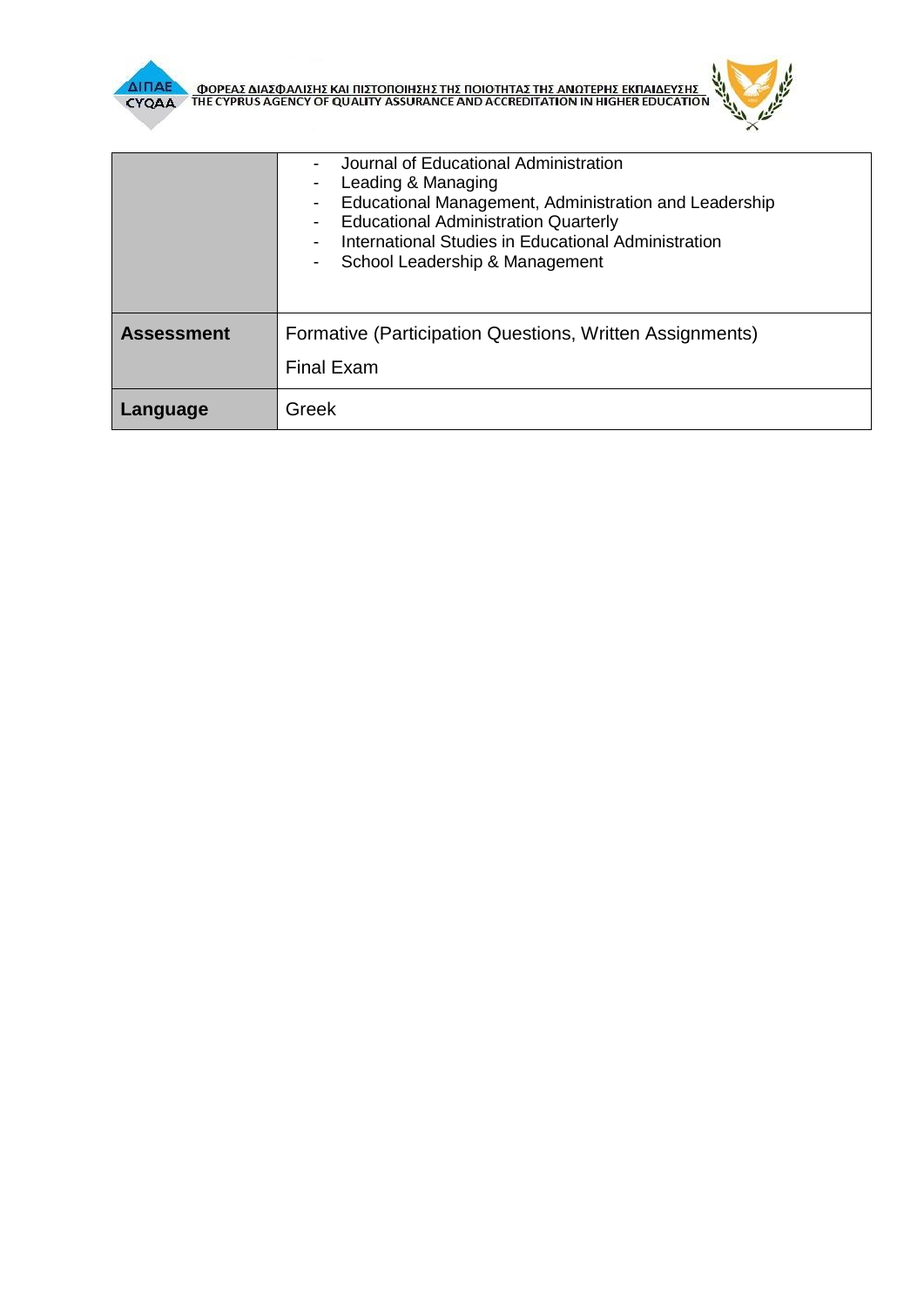| | |
|---|---|
| | - Journal of Educational Administration<br>- Leading & Managing<br>- Educational Management, Administration and Leadership<br>- Educational Administration Quarterly<br>- International Studies in Educational Administration<br>- School Leadership & Management |
| **Assessment** | Formative (Participation Questions, Written Assignments)<br>Final Exam |
| **Language** | Greek |